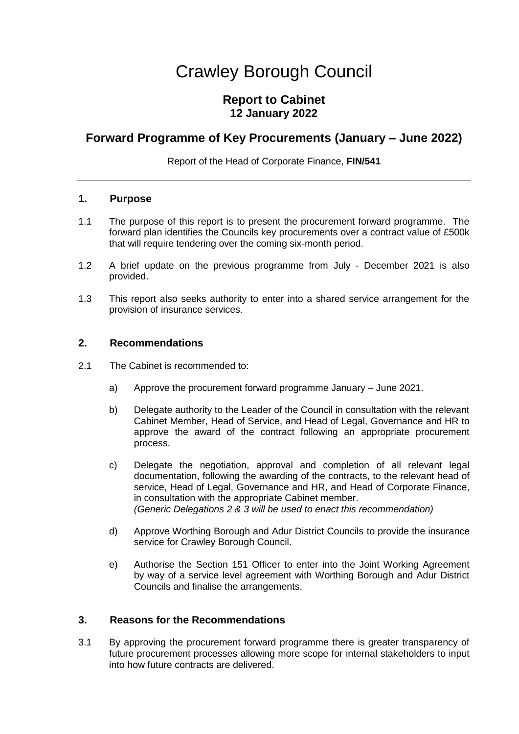# Crawley Borough Council

## Report to Cabinet
## 12 January 2022

## Forward Programme of Key Procurements (January – June 2022)

Report of the Head of Corporate Finance, **FIN/541**

---

### 1. Purpose

1.1 The purpose of this report is to present the procurement forward programme. The forward plan identifies the Councils key procurements over a contract value of £500k that will require tendering over the coming six-month period.

1.2 A brief update on the previous programme from July - December 2021 is also provided.

1.3 This report also seeks authority to enter into a shared service arrangement for the provision of insurance services.

### 2. Recommendations

2.1 The Cabinet is recommended to:

a) Approve the procurement forward programme January – June 2021.

b) Delegate authority to the Leader of the Council in consultation with the relevant Cabinet Member, Head of Service, and Head of Legal, Governance and HR to approve the award of the contract following an appropriate procurement process.

c) Delegate the negotiation, approval and completion of all relevant legal documentation, following the awarding of the contracts, to the relevant head of service, Head of Legal, Governance and HR, and Head of Corporate Finance, in consultation with the appropriate Cabinet member.
*(Generic Delegations 2 & 3 will be used to enact this recommendation)*

d) Approve Worthing Borough and Adur District Councils to provide the insurance service for Crawley Borough Council.

e) Authorise the Section 151 Officer to enter into the Joint Working Agreement by way of a service level agreement with Worthing Borough and Adur District Councils and finalise the arrangements.

### 3. Reasons for the Recommendations

3.1 By approving the procurement forward programme there is greater transparency of future procurement processes allowing more scope for internal stakeholders to input into how future contracts are delivered.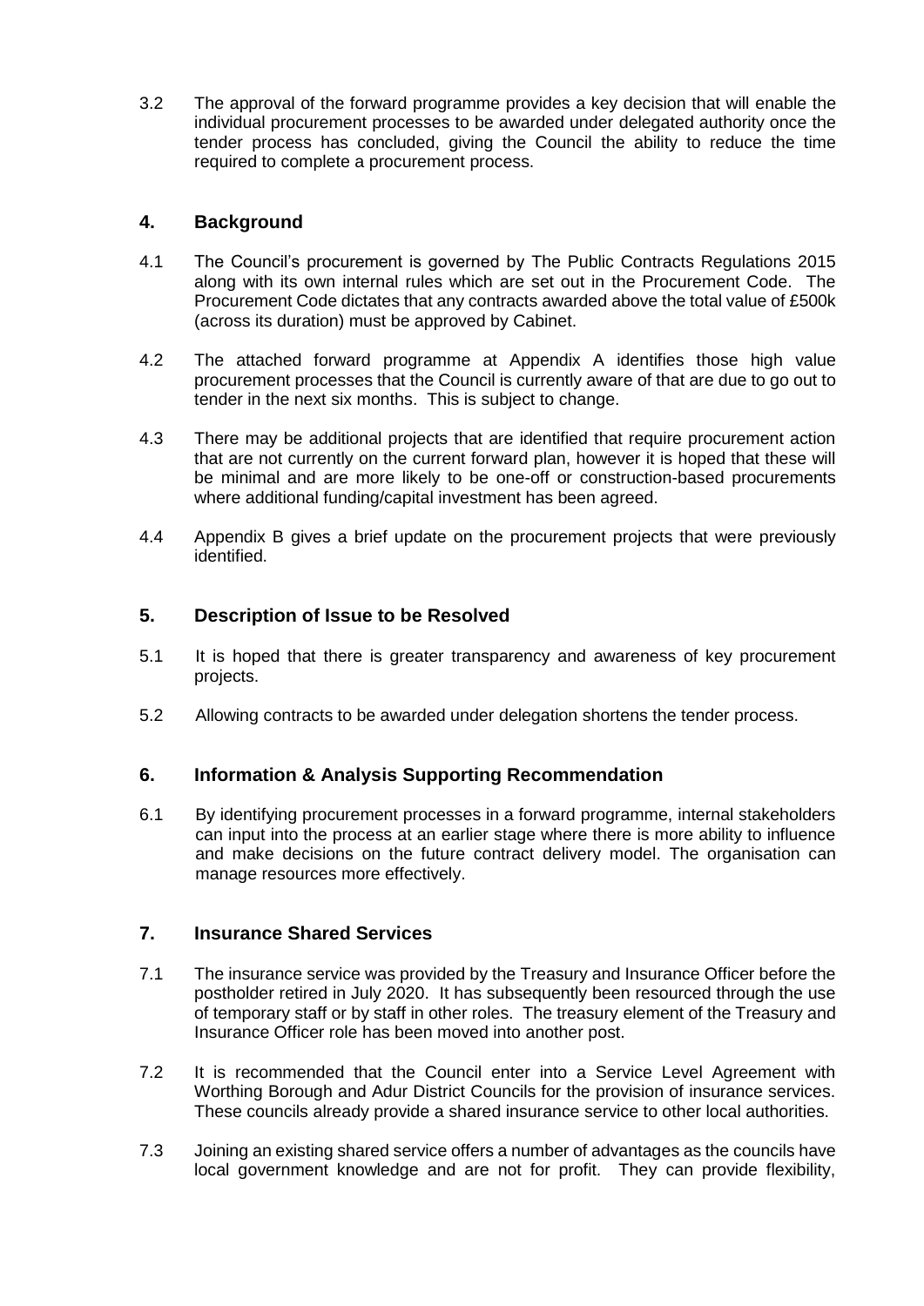3.2 The approval of the forward programme provides a key decision that will enable the individual procurement processes to be awarded under delegated authority once the tender process has concluded, giving the Council the ability to reduce the time required to complete a procurement process.

## 4. Background

4.1 The Council's procurement is governed by The Public Contracts Regulations 2015 along with its own internal rules which are set out in the Procurement Code. The Procurement Code dictates that any contracts awarded above the total value of £500k (across its duration) must be approved by Cabinet.

4.2 The attached forward programme at Appendix A identifies those high value procurement processes that the Council is currently aware of that are due to go out to tender in the next six months. This is subject to change.

4.3 There may be additional projects that are identified that require procurement action that are not currently on the current forward plan, however it is hoped that these will be minimal and are more likely to be one-off or construction-based procurements where additional funding/capital investment has been agreed.

4.4 Appendix B gives a brief update on the procurement projects that were previously identified.

## 5. Description of Issue to be Resolved

5.1 It is hoped that there is greater transparency and awareness of key procurement projects.

5.2 Allowing contracts to be awarded under delegation shortens the tender process.

## 6. Information & Analysis Supporting Recommendation

6.1 By identifying procurement processes in a forward programme, internal stakeholders can input into the process at an earlier stage where there is more ability to influence and make decisions on the future contract delivery model. The organisation can manage resources more effectively.

## 7. Insurance Shared Services

7.1 The insurance service was provided by the Treasury and Insurance Officer before the postholder retired in July 2020. It has subsequently been resourced through the use of temporary staff or by staff in other roles. The treasury element of the Treasury and Insurance Officer role has been moved into another post.

7.2 It is recommended that the Council enter into a Service Level Agreement with Worthing Borough and Adur District Councils for the provision of insurance services. These councils already provide a shared insurance service to other local authorities.

7.3 Joining an existing shared service offers a number of advantages as the councils have local government knowledge and are not for profit. They can provide flexibility,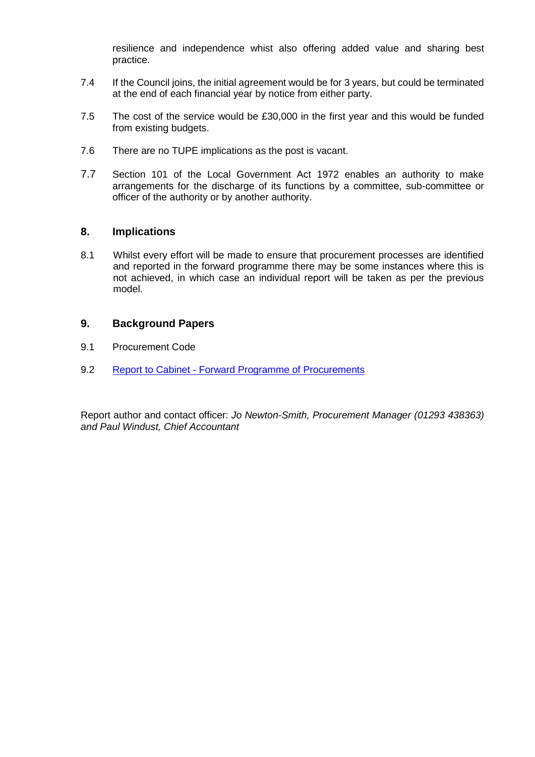resilience and independence whist also offering added value and sharing best practice.

7.4 If the Council joins, the initial agreement would be for 3 years, but could be terminated at the end of each financial year by notice from either party.

7.5 The cost of the service would be £30,000 in the first year and this would be funded from existing budgets.

7.6 There are no TUPE implications as the post is vacant.

7.7 Section 101 of the Local Government Act 1972 enables an authority to make arrangements for the discharge of its functions by a committee, sub-committee or officer of the authority or by another authority.

## 8. Implications

8.1 Whilst every effort will be made to ensure that procurement processes are identified and reported in the forward programme there may be some instances where this is not achieved, in which case an individual report will be taken as per the previous model.

## 9. Background Papers

9.1 Procurement Code

9.2 Report to Cabinet - Forward Programme of Procurements

Report author and contact officer: *Jo Newton-Smith, Procurement Manager (01293 438363) and Paul Windust, Chief Accountant*